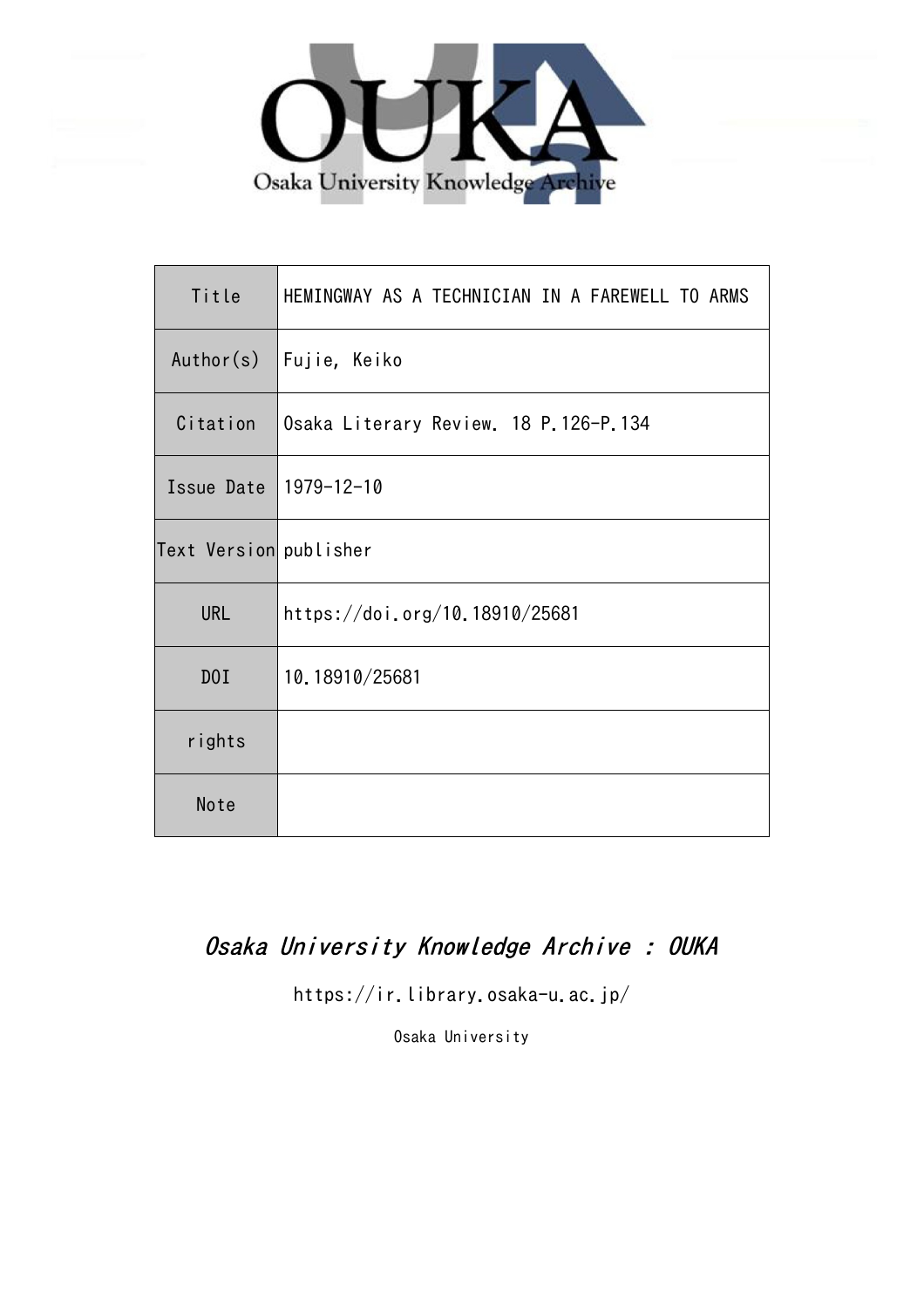Osaka University Knowledge Archive

| Title | HEMINGWAY AS A TECHNICIAN IN A FAREWELL TO ARMS |
|---|---|
| Author(s) | Fujie, Keiko |
| Citation | Osaka Literary Review. 18 P.126-P.134 |
| Issue Date | 1979-12-10 |
| Text Version | publisher |
| URL | https://doi.org/10.18910/25681 |
| DOI | 10.18910/25681 |
| rights | |
| Note | |

*Osaka University Knowledge Archive : OUKA*

https://ir.library.osaka-u.ac.jp/

Osaka University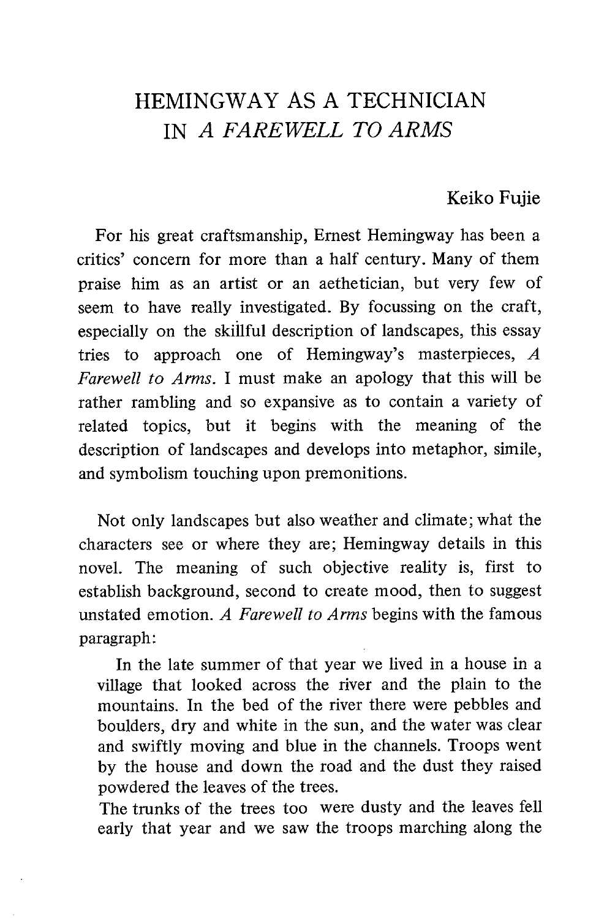# HEMINGWAY AS A TECHNICIAN IN *A FAREWELL TO ARMS*

Keiko Fujie

For his great craftsmanship, Ernest Hemingway has been a critics' concern for more than a half century. Many of them praise him as an artist or an aethetician, but very few of seem to have really investigated. By focussing on the craft, especially on the skillful description of landscapes, this essay tries to approach one of Hemingway's masterpieces, *A Farewell to Arms*. I must make an apology that this will be rather rambling and so expansive as to contain a variety of related topics, but it begins with the meaning of the description of landscapes and develops into metaphor, simile, and symbolism touching upon premonitions.

Not only landscapes but also weather and climate; what the characters see or where they are; Hemingway details in this novel. The meaning of such objective reality is, first to establish background, second to create mood, then to suggest unstated emotion. *A Farewell to Arms* begins with the famous paragraph:

> In the late summer of that year we lived in a house in a village that looked across the river and the plain to the mountains. In the bed of the river there were pebbles and boulders, dry and white in the sun, and the water was clear and swiftly moving and blue in the channels. Troops went by the house and down the road and the dust they raised powdered the leaves of the trees.
> The trunks of the trees too were dusty and the leaves fell early that year and we saw the troops marching along the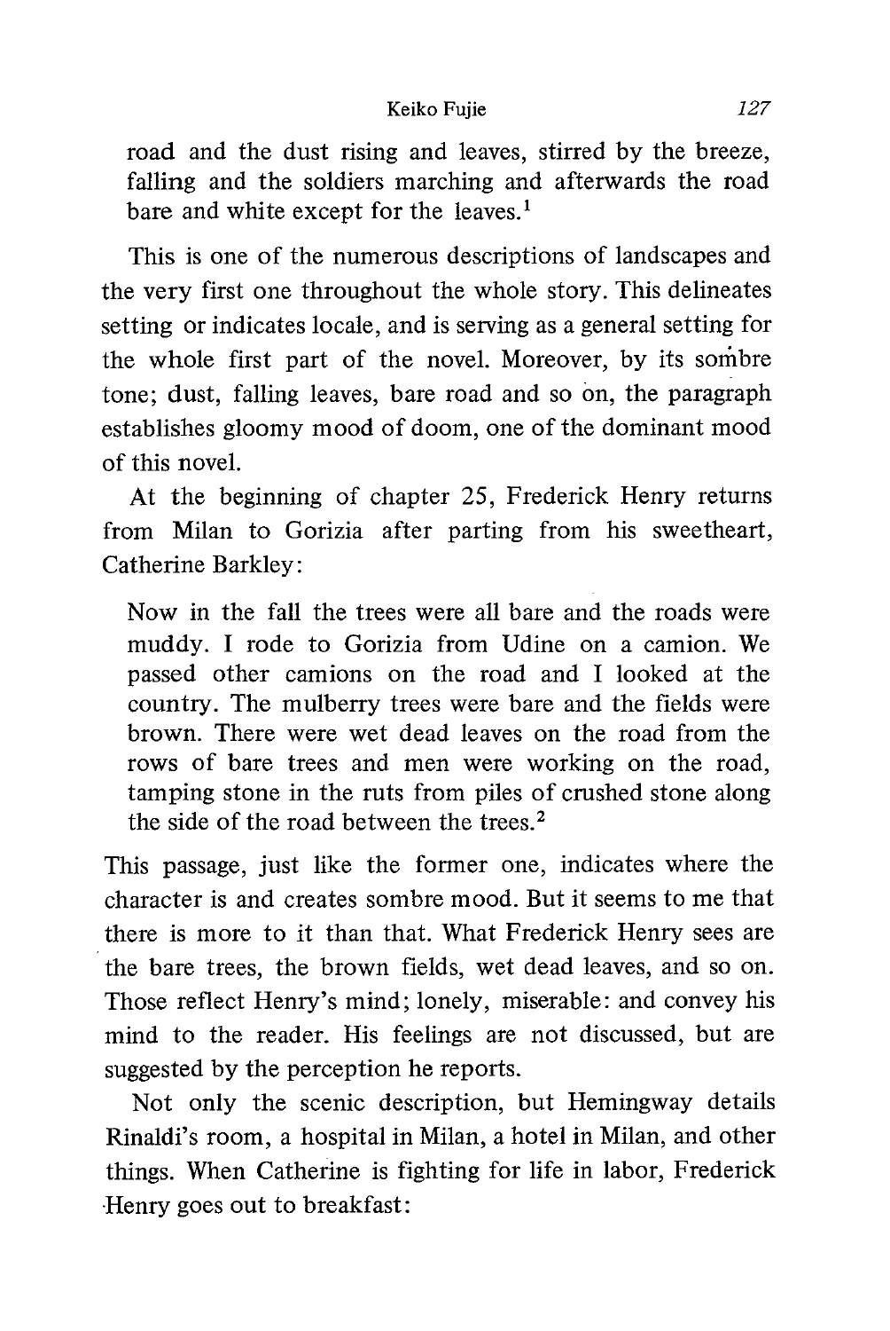> road and the dust rising and leaves, stirred by the breeze, falling and the soldiers marching and afterwards the road bare and white except for the leaves.[1]

This is one of the numerous descriptions of landscapes and the very first one throughout the whole story. This delineates setting or indicates locale, and is serving as a general setting for the whole first part of the novel. Moreover, by its sombre tone; dust, falling leaves, bare road and so on, the paragraph establishes gloomy mood of doom, one of the dominant mood of this novel.

At the beginning of chapter 25, Frederick Henry returns from Milan to Gorizia after parting from his sweetheart, Catherine Barkley:

> Now in the fall the trees were all bare and the roads were muddy. I rode to Gorizia from Udine on a camion. We passed other camions on the road and I looked at the country. The mulberry trees were bare and the fields were brown. There were wet dead leaves on the road from the rows of bare trees and men were working on the road, tamping stone in the ruts from piles of crushed stone along the side of the road between the trees.[2]

This passage, just like the former one, indicates where the character is and creates sombre mood. But it seems to me that there is more to it than that. What Frederick Henry sees are the bare trees, the brown fields, wet dead leaves, and so on. Those reflect Henry's mind; lonely, miserable: and convey his mind to the reader. His feelings are not discussed, but are suggested by the perception he reports.

Not only the scenic description, but Hemingway details Rinaldi's room, a hospital in Milan, a hotel in Milan, and other things. When Catherine is fighting for life in labor, Frederick Henry goes out to breakfast: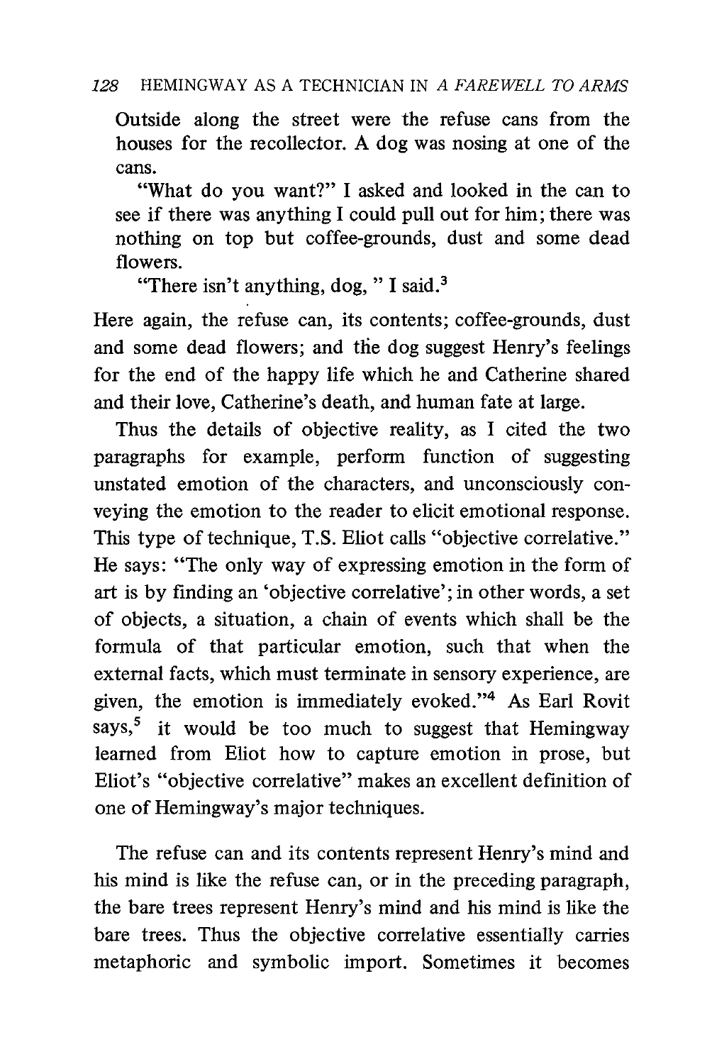> Outside along the street were the refuse cans from the houses for the recollector. A dog was nosing at one of the cans.
>
> "What do you want?" I asked and looked in the can to see if there was anything I could pull out for him; there was nothing on top but coffee-grounds, dust and some dead flowers.
>
> "There isn't anything, dog, " I said.[3]

Here again, the refuse can, its contents; coffee-grounds, dust and some dead flowers; and the dog suggest Henry's feelings for the end of the happy life which he and Catherine shared and their love, Catherine's death, and human fate at large.

Thus the details of objective reality, as I cited the two paragraphs for example, perform function of suggesting unstated emotion of the characters, and unconsciously conveying the emotion to the reader to elicit emotional response. This type of technique, T.S. Eliot calls "objective correlative." He says: "The only way of expressing emotion in the form of art is by finding an 'objective correlative'; in other words, a set of objects, a situation, a chain of events which shall be the formula of that particular emotion, such that when the external facts, which must terminate in sensory experience, are given, the emotion is immediately evoked."[4] As Earl Rovit says,[5] it would be too much to suggest that Hemingway learned from Eliot how to capture emotion in prose, but Eliot's "objective correlative" makes an excellent definition of one of Hemingway's major techniques.

The refuse can and its contents represent Henry's mind and his mind is like the refuse can, or in the preceding paragraph, the bare trees represent Henry's mind and his mind is like the bare trees. Thus the objective correlative essentially carries metaphoric and symbolic import. Sometimes it becomes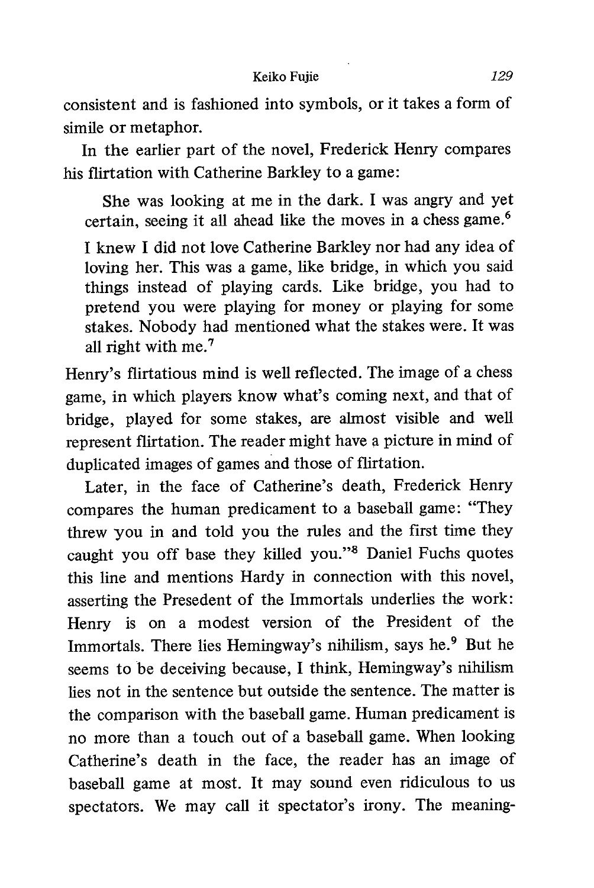consistent and is fashioned into symbols, or it takes a form of simile or metaphor.

In the earlier part of the novel, Frederick Henry compares his flirtation with Catherine Barkley to a game:

> She was looking at me in the dark. I was angry and yet certain, seeing it all ahead like the moves in a chess game.[6]
>
> I knew I did not love Catherine Barkley nor had any idea of loving her. This was a game, like bridge, in which you said things instead of playing cards. Like bridge, you had to pretend you were playing for money or playing for some stakes. Nobody had mentioned what the stakes were. It was all right with me.[7]

Henry's flirtatious mind is well reflected. The image of a chess game, in which players know what's coming next, and that of bridge, played for some stakes, are almost visible and well represent flirtation. The reader might have a picture in mind of duplicated images of games and those of flirtation.

Later, in the face of Catherine's death, Frederick Henry compares the human predicament to a baseball game: "They threw you in and told you the rules and the first time they caught you off base they killed you."[8] Daniel Fuchs quotes this line and mentions Hardy in connection with this novel, asserting the Presedent of the Immortals underlies the work: Henry is on a modest version of the President of the Immortals. There lies Hemingway's nihilism, says he.[9] But he seems to be deceiving because, I think, Hemingway's nihilism lies not in the sentence but outside the sentence. The matter is the comparison with the baseball game. Human predicament is no more than a touch out of a baseball game. When looking Catherine's death in the face, the reader has an image of baseball game at most. It may sound even ridiculous to us spectators. We may call it spectator's irony. The meaning-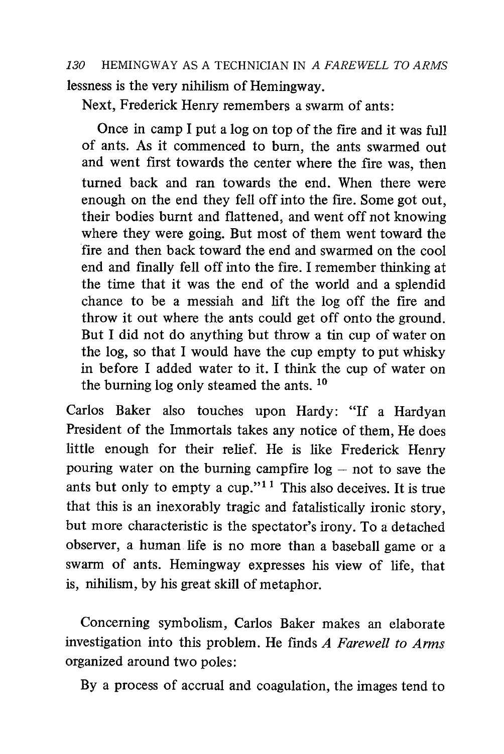lessness is the very nihilism of Hemingway.

Next, Frederick Henry remembers a swarm of ants:

> Once in camp I put a log on top of the fire and it was full of ants. As it commenced to burn, the ants swarmed out and went first towards the center where the fire was, then turned back and ran towards the end. When there were enough on the end they fell off into the fire. Some got out, their bodies burnt and flattened, and went off not knowing where they were going. But most of them went toward the fire and then back toward the end and swarmed on the cool end and finally fell off into the fire. I remember thinking at the time that it was the end of the world and a splendid chance to be a messiah and lift the log off the fire and throw it out where the ants could get off onto the ground. But I did not do anything but throw a tin cup of water on the log, so that I would have the cup empty to put whisky in before I added water to it. I think the cup of water on the burning log only steamed the ants. [10]

Carlos Baker also touches upon Hardy: "If a Hardyan President of the Immortals takes any notice of them, He does little enough for their relief. He is like Frederick Henry pouring water on the burning campfire log – not to save the ants but only to empty a cup."[11] This also deceives. It is true that this is an inexorably tragic and fatalistically ironic story, but more characteristic is the spectator's irony. To a detached observer, a human life is no more than a baseball game or a swarm of ants. Hemingway expresses his view of life, that is, nihilism, by his great skill of metaphor.

Concerning symbolism, Carlos Baker makes an elaborate investigation into this problem. He finds *A Farewell to Arms* organized around two poles:

> By a process of accrual and coagulation, the images tend to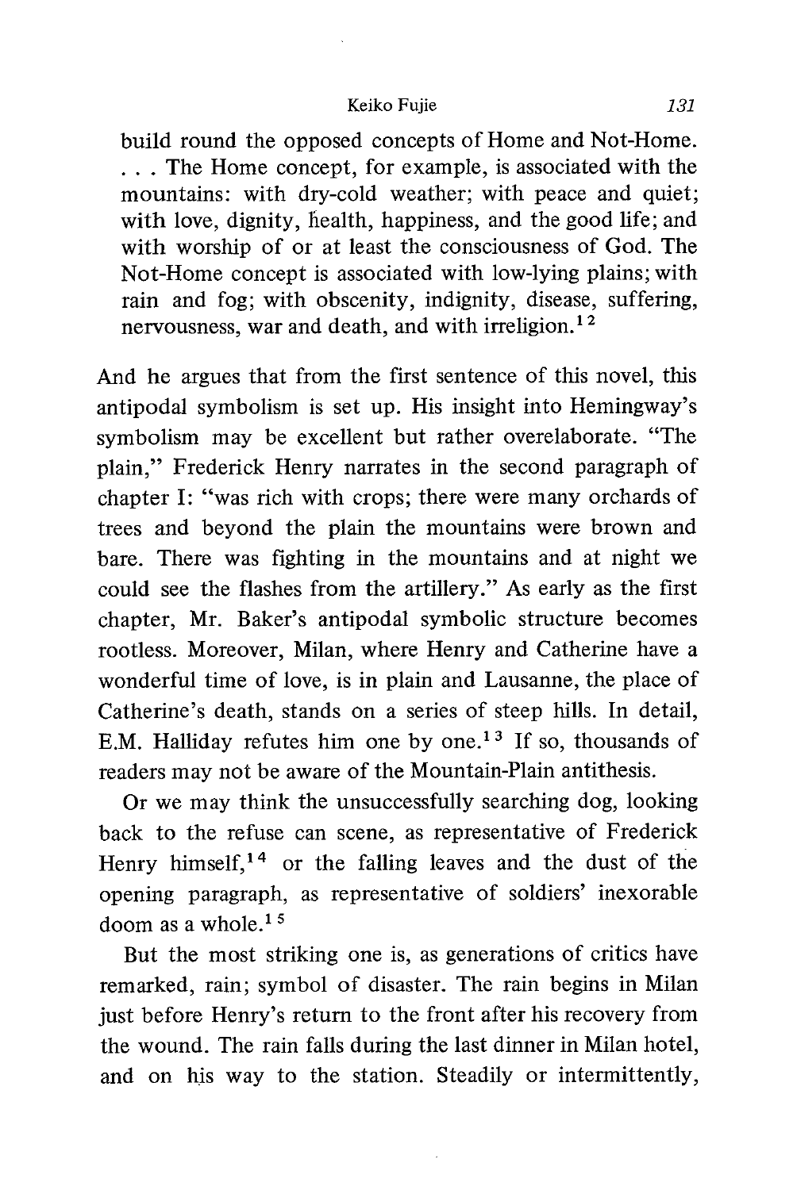> build round the opposed concepts of Home and Not-Home. . . . The Home concept, for example, is associated with the mountains: with dry-cold weather; with peace and quiet; with love, dignity, health, happiness, and the good life; and with worship of or at least the consciousness of God. The Not-Home concept is associated with low-lying plains; with rain and fog; with obscenity, indignity, disease, suffering, nervousness, war and death, and with irreligion.[12]

And he argues that from the first sentence of this novel, this antipodal symbolism is set up. His insight into Hemingway's symbolism may be excellent but rather overelaborate. "The plain," Frederick Henry narrates in the second paragraph of chapter I: "was rich with crops; there were many orchards of trees and beyond the plain the mountains were brown and bare. There was fighting in the mountains and at night we could see the flashes from the artillery." As early as the first chapter, Mr. Baker's antipodal symbolic structure becomes rootless. Moreover, Milan, where Henry and Catherine have a wonderful time of love, is in plain and Lausanne, the place of Catherine's death, stands on a series of steep hills. In detail, E.M. Halliday refutes him one by one.[13] If so, thousands of readers may not be aware of the Mountain-Plain antithesis.

Or we may think the unsuccessfully searching dog, looking back to the refuse can scene, as representative of Frederick Henry himself,[14] or the falling leaves and the dust of the opening paragraph, as representative of soldiers' inexorable doom as a whole.[15]

But the most striking one is, as generations of critics have remarked, rain; symbol of disaster. The rain begins in Milan just before Henry's return to the front after his recovery from the wound. The rain falls during the last dinner in Milan hotel, and on his way to the station. Steadily or intermittently,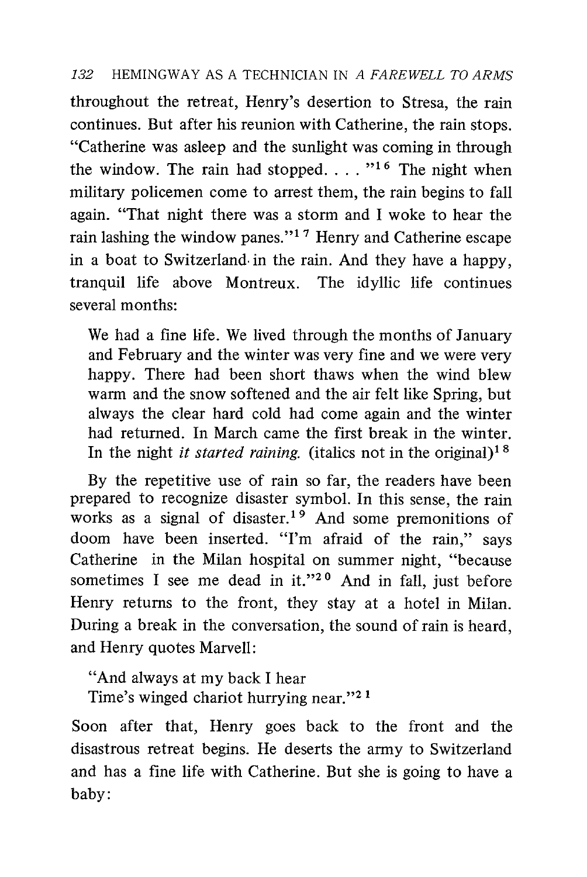throughout the retreat, Henry's desertion to Stresa, the rain continues. But after his reunion with Catherine, the rain stops. "Catherine was asleep and the sunlight was coming in through the window. The rain had stopped. . . . "[16] The night when military policemen come to arrest them, the rain begins to fall again. "That night there was a storm and I woke to hear the rain lashing the window panes."[17] Henry and Catherine escape in a boat to Switzerland in the rain. And they have a happy, tranquil life above Montreux. The idyllic life continues several months:

> We had a fine life. We lived through the months of January and February and the winter was very fine and we were very happy. There had been short thaws when the wind blew warm and the snow softened and the air felt like Spring, but always the clear hard cold had come again and the winter had returned. In March came the first break in the winter. In the night *it started raining.* (italics not in the original)[18]

By the repetitive use of rain so far, the readers have been prepared to recognize disaster symbol. In this sense, the rain works as a signal of disaster.[19] And some premonitions of doom have been inserted. "I'm afraid of the rain," says Catherine in the Milan hospital on summer night, "because sometimes I see me dead in it."[20] And in fall, just before Henry returns to the front, they stay at a hotel in Milan. During a break in the conversation, the sound of rain is heard, and Henry quotes Marvell:

> "And always at my back I hear
> Time's winged chariot hurrying near."[21]

Soon after that, Henry goes back to the front and the disastrous retreat begins. He deserts the army to Switzerland and has a fine life with Catherine. But she is going to have a baby: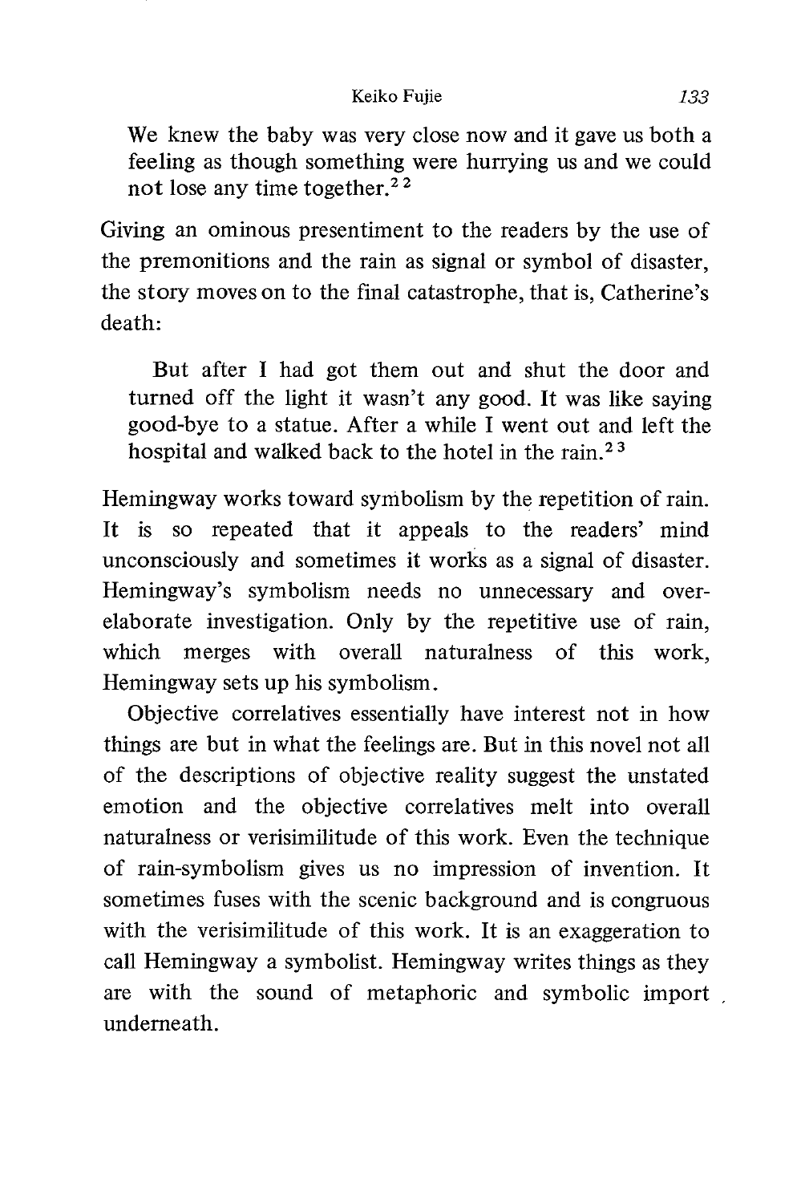> We knew the baby was very close now and it gave us both a feeling as though something were hurrying us and we could not lose any time together.[22]

Giving an ominous presentiment to the readers by the use of the premonitions and the rain as signal or symbol of disaster, the story moves on to the final catastrophe, that is, Catherine's death:

> But after I had got them out and shut the door and turned off the light it wasn't any good. It was like saying good-bye to a statue. After a while I went out and left the hospital and walked back to the hotel in the rain.[23]

Hemingway works toward symbolism by the repetition of rain. It is so repeated that it appeals to the readers' mind unconsciously and sometimes it works as a signal of disaster. Hemingway's symbolism needs no unnecessary and over-elaborate investigation. Only by the repetitive use of rain, which merges with overall naturalness of this work, Hemingway sets up his symbolism.

Objective correlatives essentially have interest not in how things are but in what the feelings are. But in this novel not all of the descriptions of objective reality suggest the unstated emotion and the objective correlatives melt into overall naturalness or verisimilitude of this work. Even the technique of rain-symbolism gives us no impression of invention. It sometimes fuses with the scenic background and is congruous with the verisimilitude of this work. It is an exaggeration to call Hemingway a symbolist. Hemingway writes things as they are with the sound of metaphoric and symbolic import underneath.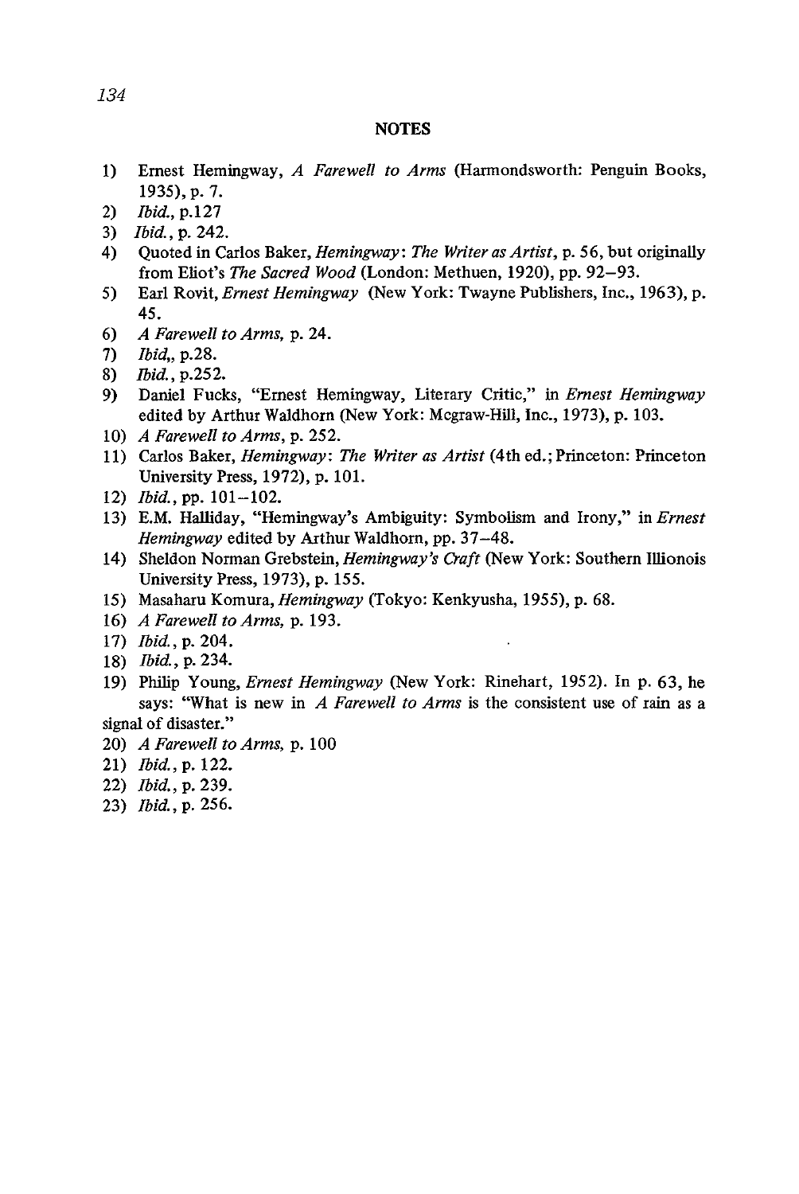## NOTES

1) Ernest Hemingway, *A Farewell to Arms* (Harmondsworth: Penguin Books, 1935), p. 7.
2) *Ibid.*, p.127
3) *Ibid.*, p. 242.
4) Quoted in Carlos Baker, *Hemingway: The Writer as Artist*, p. 56, but originally from Eliot's *The Sacred Wood* (London: Methuen, 1920), pp. 92–93.
5) Earl Rovit, *Ernest Hemingway* (New York: Twayne Publishers, Inc., 1963), p. 45.
6) *A Farewell to Arms*, p. 24.
7) *Ibid*,, p.28.
8) *Ibid.*, p.252.
9) Daniel Fucks, "Ernest Hemingway, Literary Critic," in *Ernest Hemingway* edited by Arthur Waldhorn (New York: Mcgraw-Hill, Inc., 1973), p. 103.
10) *A Farewell to Arms*, p. 252.
11) Carlos Baker, *Hemingway: The Writer as Artist* (4th ed.; Princeton: Princeton University Press, 1972), p. 101.
12) *Ibid.*, pp. 101–102.
13) E.M. Halliday, "Hemingway's Ambiguity: Symbolism and Irony," in *Ernest Hemingway* edited by Arthur Waldhorn, pp. 37–48.
14) Sheldon Norman Grebstein, *Hemingway's Craft* (New York: Southern Illionois University Press, 1973), p. 155.
15) Masaharu Komura, *Hemingway* (Tokyo: Kenkyusha, 1955), p. 68.
16) *A Farewell to Arms*, p. 193.
17) *Ibid.*, p. 204.
18) *Ibid.*, p. 234.
19) Philip Young, *Ernest Hemingway* (New York: Rinehart, 1952). In p. 63, he says: "What is new in *A Farewell to Arms* is the consistent use of rain as a signal of disaster."
20) *A Farewell to Arms*, p. 100
21) *Ibid.*, p. 122.
22) *Ibid.*, p. 239.
23) *Ibid.*, p. 256.